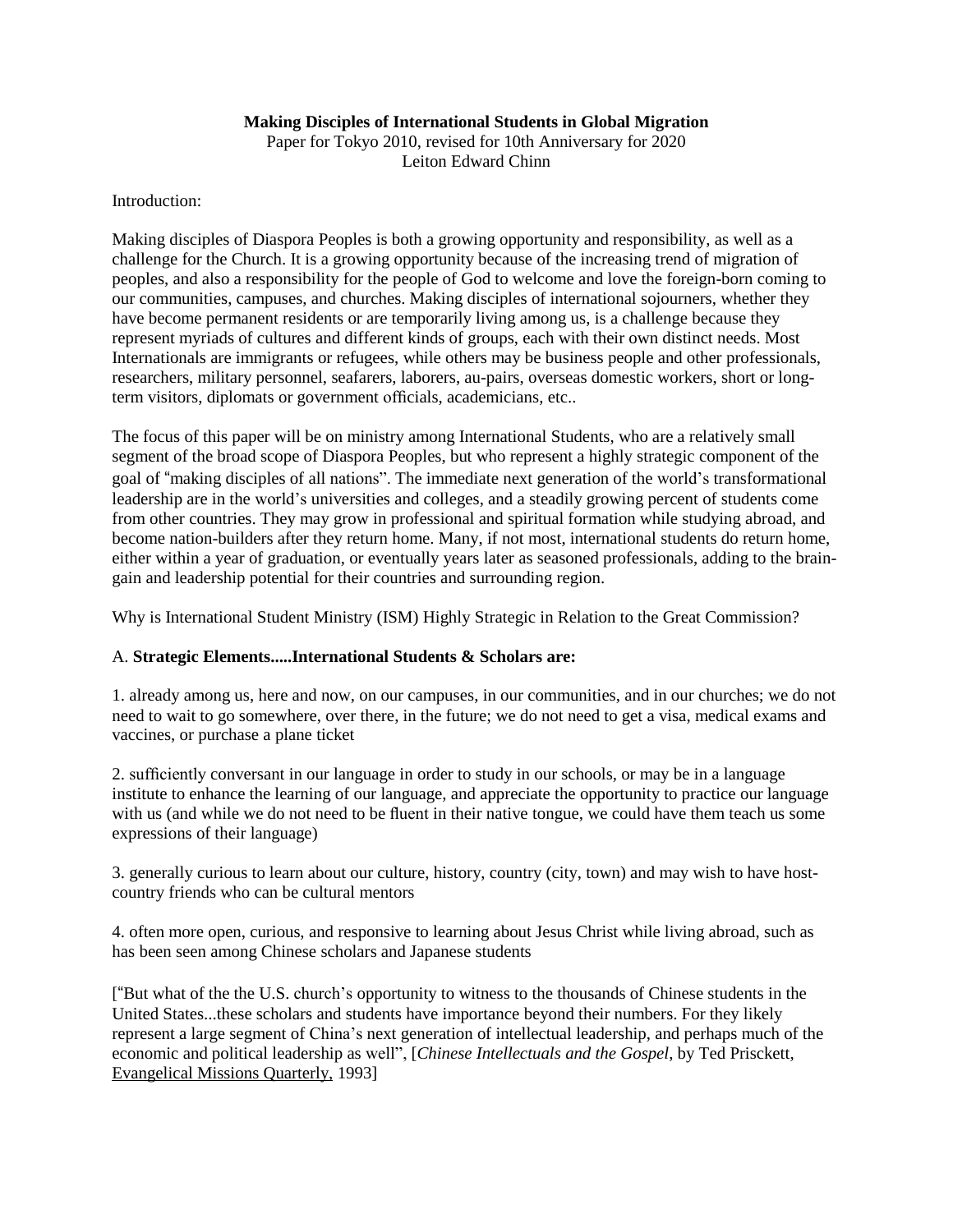**Making Disciples of International Students in Global Migration**

Paper for Tokyo 2010, revised for 10th Anniversary for 2020

Leiton Edward Chinn

Introduction:

Making disciples of Diaspora Peoples is both a growing opportunity and responsibility, as well as a challenge for the Church. It is a growing opportunity because of the increasing trend of migration of peoples, and also a responsibility for the people of God to welcome and love the foreign-born coming to our communities, campuses, and churches. Making disciples of international sojourners, whether they have become permanent residents or are temporarily living among us, is a challenge because they represent myriads of cultures and different kinds of groups, each with their own distinct needs. Most Internationals are immigrants or refugees, while others may be business people and other professionals, researchers, military personnel, seafarers, laborers, au-pairs, overseas domestic workers, short or long-term visitors, diplomats or government officials, academicians, etc..

The focus of this paper will be on ministry among International Students, who are a relatively small segment of the broad scope of Diaspora Peoples, but who represent a highly strategic component of the goal of "making disciples of all nations". The immediate next generation of the world's transformational leadership are in the world's universities and colleges, and a steadily growing percent of students come from other countries. They may grow in professional and spiritual formation while studying abroad, and become nation-builders after they return home. Many, if not most, international students do return home, either within a year of graduation, or eventually years later as seasoned professionals, adding to the brain-gain and leadership potential for their countries and surrounding region.

Why is International Student Ministry (ISM) Highly Strategic in Relation to the Great Commission?

A. **Strategic Elements.....International Students & Scholars are:**

1. already among us, here and now, on our campuses, in our communities, and in our churches; we do not need to wait to go somewhere, over there, in the future; we do not need to get a visa, medical exams and vaccines, or purchase a plane ticket

2. sufficiently conversant in our language in order to study in our schools, or may be in a language institute to enhance the learning of our language, and appreciate the opportunity to practice our language with us (and while we do not need to be fluent in their native tongue, we could have them teach us some expressions of their language)

3. generally curious to learn about our culture, history, country (city, town) and may wish to have host-country friends who can be cultural mentors

4. often more open, curious, and responsive to learning about Jesus Christ while living abroad, such as has been seen among Chinese scholars and Japanese students

["But what of the the U.S. church's opportunity to witness to the thousands of Chinese students in the United States...these scholars and students have importance beyond their numbers. For they likely represent a large segment of China's next generation of intellectual leadership, and perhaps much of the economic and political leadership as well", [*Chinese Intellectuals and the Gospel*, by Ted Prisckett, Evangelical Missions Quarterly, 1993]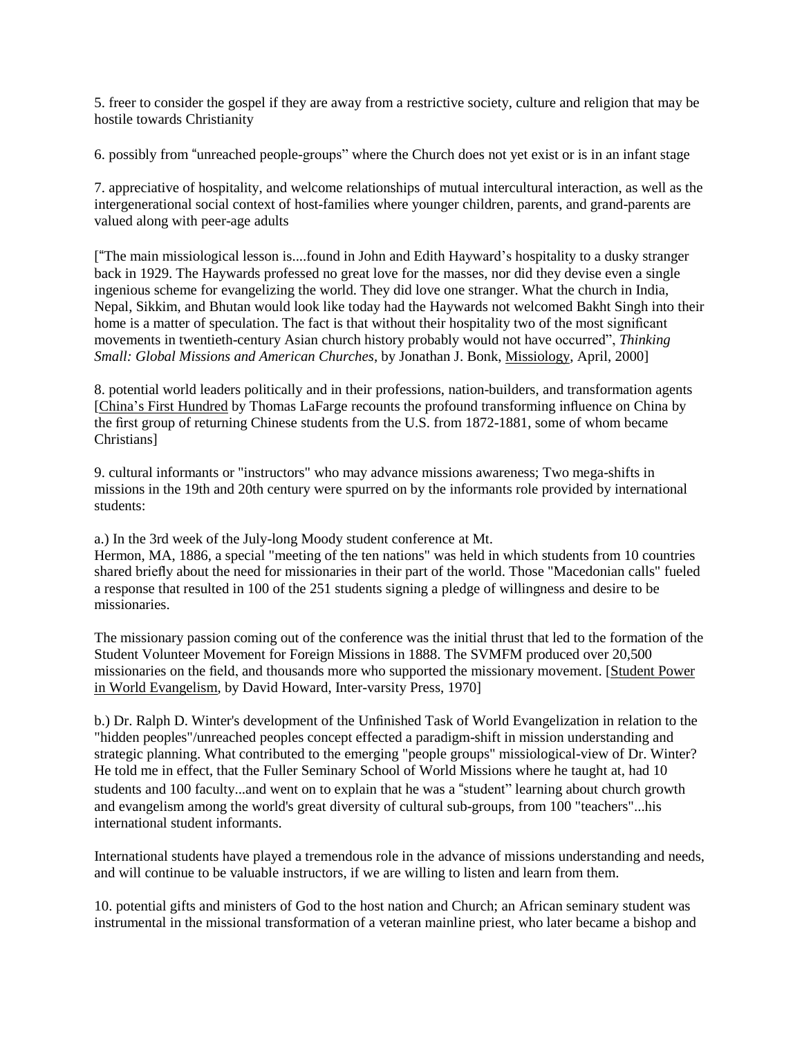5. freer to consider the gospel if they are away from a restrictive society, culture and religion that may be hostile towards Christianity

6. possibly from "unreached people-groups" where the Church does not yet exist or is in an infant stage

7. appreciative of hospitality, and welcome relationships of mutual intercultural interaction, as well as the intergenerational social context of host-families where younger children, parents, and grand-parents are valued along with peer-age adults

["The main missiological lesson is....found in John and Edith Hayward's hospitality to a dusky stranger back in 1929. The Haywards professed no great love for the masses, nor did they devise even a single ingenious scheme for evangelizing the world. They did love one stranger. What the church in India, Nepal, Sikkim, and Bhutan would look like today had the Haywards not welcomed Bakht Singh into their home is a matter of speculation. The fact is that without their hospitality two of the most significant movements in twentieth-century Asian church history probably would not have occurred", *Thinking Small: Global Missions and American Churches*, by Jonathan J. Bonk, Missiology, April, 2000]

8. potential world leaders politically and in their professions, nation-builders, and transformation agents [China's First Hundred by Thomas LaFarge recounts the profound transforming influence on China by the first group of returning Chinese students from the U.S. from 1872-1881, some of whom became Christians]

9. cultural informants or "instructors" who may advance missions awareness; Two mega-shifts in missions in the 19th and 20th century were spurred on by the informants role provided by international students:

a.) In the 3rd week of the July-long Moody student conference at Mt. Hermon, MA, 1886, a special "meeting of the ten nations" was held in which students from 10 countries shared briefly about the need for missionaries in their part of the world. Those "Macedonian calls" fueled a response that resulted in 100 of the 251 students signing a pledge of willingness and desire to be missionaries.

The missionary passion coming out of the conference was the initial thrust that led to the formation of the Student Volunteer Movement for Foreign Missions in 1888. The SVMFM produced over 20,500 missionaries on the field, and thousands more who supported the missionary movement. [Student Power in World Evangelism, by David Howard, Inter-varsity Press, 1970]

b.) Dr. Ralph D. Winter's development of the Unfinished Task of World Evangelization in relation to the "hidden peoples"/unreached peoples concept effected a paradigm-shift in mission understanding and strategic planning. What contributed to the emerging "people groups" missiological-view of Dr. Winter? He told me in effect, that the Fuller Seminary School of World Missions where he taught at, had 10 students and 100 faculty...and went on to explain that he was a "student" learning about church growth and evangelism among the world's great diversity of cultural sub-groups, from 100 "teachers"...his international student informants.

International students have played a tremendous role in the advance of missions understanding and needs, and will continue to be valuable instructors, if we are willing to listen and learn from them.

10. potential gifts and ministers of God to the host nation and Church; an African seminary student was instrumental in the missional transformation of a veteran mainline priest, who later became a bishop and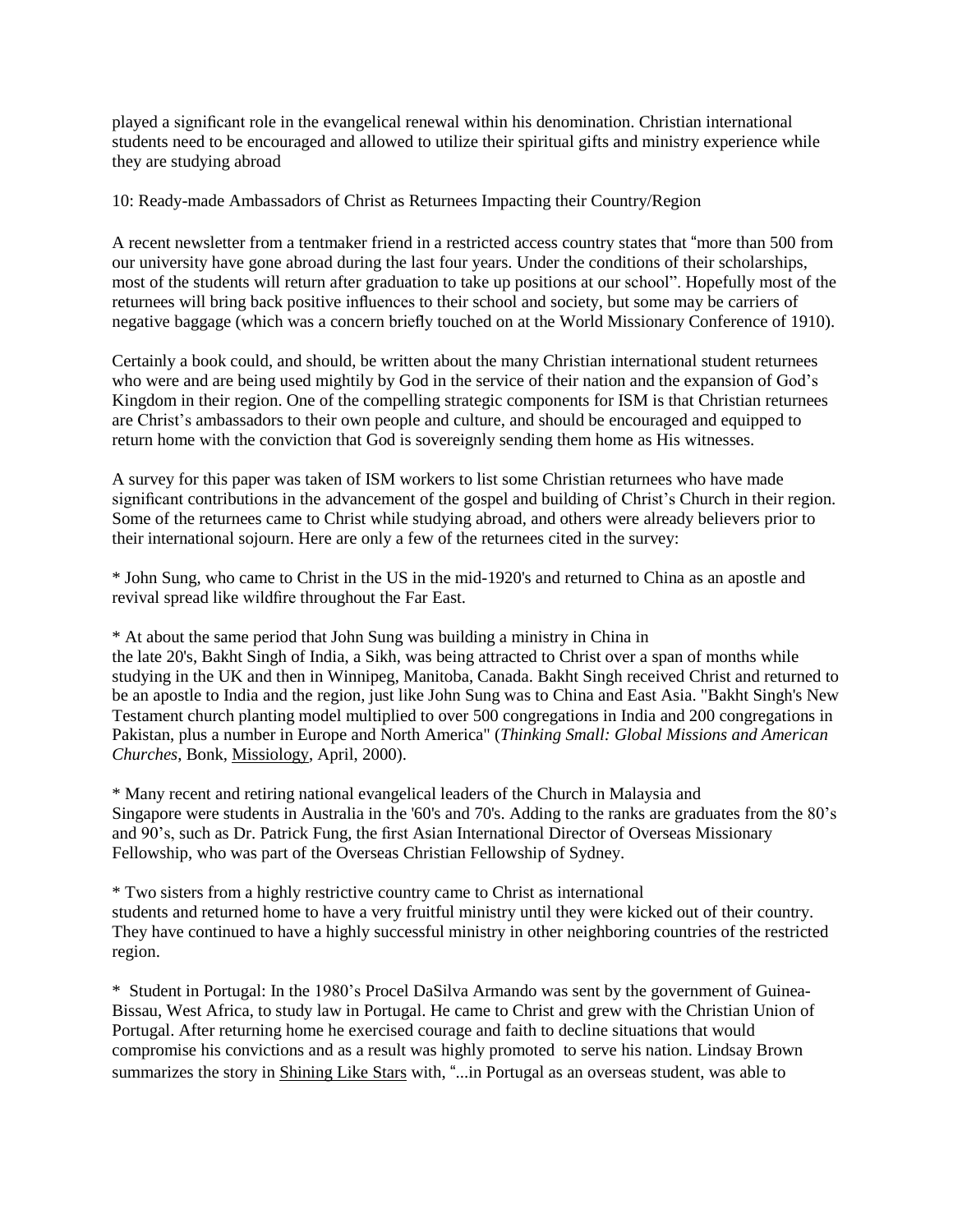played a significant role in the evangelical renewal within his denomination. Christian international students need to be encouraged and allowed to utilize their spiritual gifts and ministry experience while they are studying abroad

## 10: Ready-made Ambassadors of Christ as Returnees Impacting their Country/Region

A recent newsletter from a tentmaker friend in a restricted access country states that "more than 500 from our university have gone abroad during the last four years. Under the conditions of their scholarships, most of the students will return after graduation to take up positions at our school". Hopefully most of the returnees will bring back positive influences to their school and society, but some may be carriers of negative baggage (which was a concern briefly touched on at the World Missionary Conference of 1910).

Certainly a book could, and should, be written about the many Christian international student returnees who were and are being used mightily by God in the service of their nation and the expansion of God's Kingdom in their region. One of the compelling strategic components for ISM is that Christian returnees are Christ's ambassadors to their own people and culture, and should be encouraged and equipped to return home with the conviction that God is sovereignly sending them home as His witnesses.

A survey for this paper was taken of ISM workers to list some Christian returnees who have made significant contributions in the advancement of the gospel and building of Christ's Church in their region. Some of the returnees came to Christ while studying abroad, and others were already believers prior to their international sojourn. Here are only a few of the returnees cited in the survey:

* John Sung, who came to Christ in the US in the mid-1920's and returned to China as an apostle and revival spread like wildfire throughout the Far East.

* At about the same period that John Sung was building a ministry in China in the late 20's, Bakht Singh of India, a Sikh, was being attracted to Christ over a span of months while studying in the UK and then in Winnipeg, Manitoba, Canada. Bakht Singh received Christ and returned to be an apostle to India and the region, just like John Sung was to China and East Asia. "Bakht Singh's New Testament church planting model multiplied to over 500 congregations in India and 200 congregations in Pakistan, plus a number in Europe and North America" (*Thinking Small: Global Missions and American Churches*, Bonk, Missiology, April, 2000).

* Many recent and retiring national evangelical leaders of the Church in Malaysia and Singapore were students in Australia in the '60's and 70's. Adding to the ranks are graduates from the 80's and 90's, such as Dr. Patrick Fung, the first Asian International Director of Overseas Missionary Fellowship, who was part of the Overseas Christian Fellowship of Sydney.

* Two sisters from a highly restrictive country came to Christ as international students and returned home to have a very fruitful ministry until they were kicked out of their country. They have continued to have a highly successful ministry in other neighboring countries of the restricted region.

* Student in Portugal: In the 1980's Procel DaSilva Armando was sent by the government of Guinea-Bissau, West Africa, to study law in Portugal. He came to Christ and grew with the Christian Union of Portugal. After returning home he exercised courage and faith to decline situations that would compromise his convictions and as a result was highly promoted to serve his nation. Lindsay Brown summarizes the story in Shining Like Stars with, "...in Portugal as an overseas student, was able to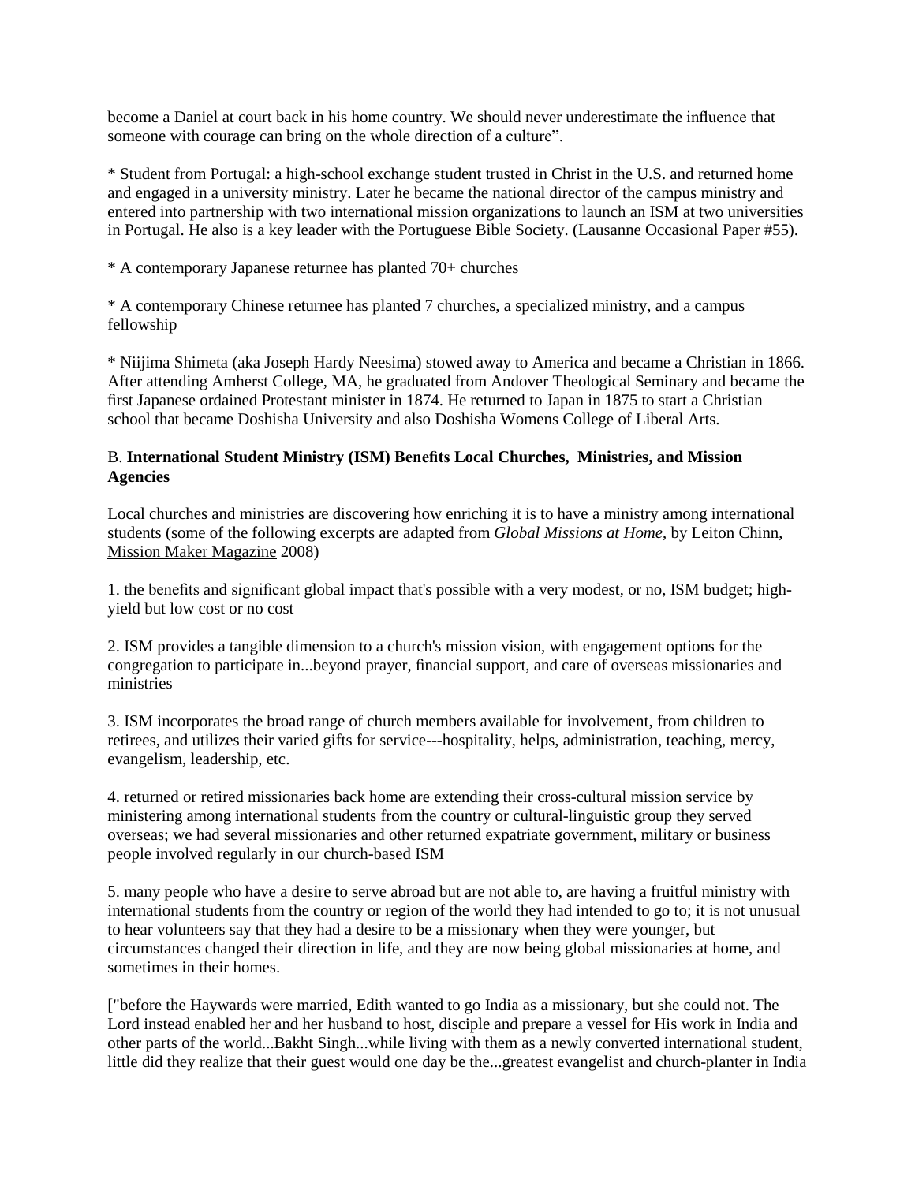become a Daniel at court back in his home country. We should never underestimate the influence that someone with courage can bring on the whole direction of a culture".

* Student from Portugal: a high-school exchange student trusted in Christ in the U.S. and returned home and engaged in a university ministry. Later he became the national director of the campus ministry and entered into partnership with two international mission organizations to launch an ISM at two universities in Portugal. He also is a key leader with the Portuguese Bible Society. (Lausanne Occasional Paper #55).

* A contemporary Japanese returnee has planted 70+ churches

* A contemporary Chinese returnee has planted 7 churches, a specialized ministry, and a campus fellowship

* Niijima Shimeta (aka Joseph Hardy Neesima) stowed away to America and became a Christian in 1866. After attending Amherst College, MA, he graduated from Andover Theological Seminary and became the first Japanese ordained Protestant minister in 1874. He returned to Japan in 1875 to start a Christian school that became Doshisha University and also Doshisha Womens College of Liberal Arts.

B. **International Student Ministry (ISM) Benefits Local Churches, Ministries, and Mission Agencies**

Local churches and ministries are discovering how enriching it is to have a ministry among international students (some of the following excerpts are adapted from *Global Missions at Home*, by Leiton Chinn, Mission Maker Magazine 2008)

1. the benefits and significant global impact that's possible with a very modest, or no, ISM budget; high-yield but low cost or no cost

2. ISM provides a tangible dimension to a church's mission vision, with engagement options for the congregation to participate in...beyond prayer, financial support, and care of overseas missionaries and ministries

3. ISM incorporates the broad range of church members available for involvement, from children to retirees, and utilizes their varied gifts for service---hospitality, helps, administration, teaching, mercy, evangelism, leadership, etc.

4. returned or retired missionaries back home are extending their cross-cultural mission service by ministering among international students from the country or cultural-linguistic group they served overseas; we had several missionaries and other returned expatriate government, military or business people involved regularly in our church-based ISM

5. many people who have a desire to serve abroad but are not able to, are having a fruitful ministry with international students from the country or region of the world they had intended to go to; it is not unusual to hear volunteers say that they had a desire to be a missionary when they were younger, but circumstances changed their direction in life, and they are now being global missionaries at home, and sometimes in their homes.

["before the Haywards were married, Edith wanted to go India as a missionary, but she could not. The Lord instead enabled her and her husband to host, disciple and prepare a vessel for His work in India and other parts of the world...Bakht Singh...while living with them as a newly converted international student, little did they realize that their guest would one day be the...greatest evangelist and church-planter in India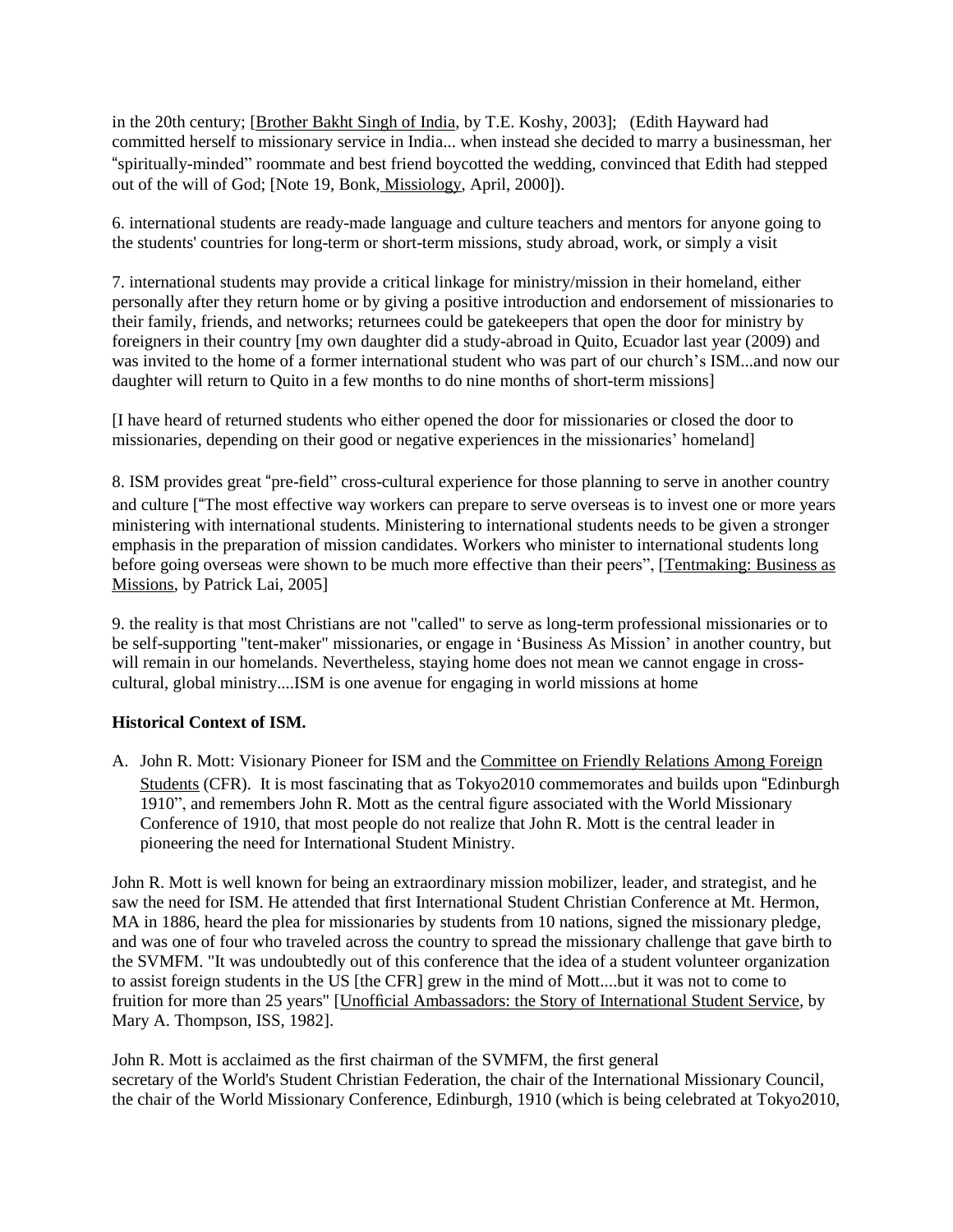in the 20th century; [Brother Bakht Singh of India, by T.E. Koshy, 2003]; (Edith Hayward had committed herself to missionary service in India... when instead she decided to marry a businessman, her "spiritually-minded" roommate and best friend boycotted the wedding, convinced that Edith had stepped out of the will of God; [Note 19, Bonk, Missiology, April, 2000]).

6. international students are ready-made language and culture teachers and mentors for anyone going to the students' countries for long-term or short-term missions, study abroad, work, or simply a visit

7. international students may provide a critical linkage for ministry/mission in their homeland, either personally after they return home or by giving a positive introduction and endorsement of missionaries to their family, friends, and networks; returnees could be gatekeepers that open the door for ministry by foreigners in their country [my own daughter did a study-abroad in Quito, Ecuador last year (2009) and was invited to the home of a former international student who was part of our church's ISM...and now our daughter will return to Quito in a few months to do nine months of short-term missions]

[I have heard of returned students who either opened the door for missionaries or closed the door to missionaries, depending on their good or negative experiences in the missionaries' homeland]

8. ISM provides great "pre-field" cross-cultural experience for those planning to serve in another country and culture ["The most effective way workers can prepare to serve overseas is to invest one or more years ministering with international students. Ministering to international students needs to be given a stronger emphasis in the preparation of mission candidates. Workers who minister to international students long before going overseas were shown to be much more effective than their peers", [Tentmaking: Business as Missions, by Patrick Lai, 2005]

9. the reality is that most Christians are not "called" to serve as long-term professional missionaries or to be self-supporting "tent-maker" missionaries, or engage in 'Business As Mission' in another country, but will remain in our homelands. Nevertheless, staying home does not mean we cannot engage in cross-cultural, global ministry....ISM is one avenue for engaging in world missions at home

**Historical Context of ISM.**

A. John R. Mott: Visionary Pioneer for ISM and the Committee on Friendly Relations Among Foreign Students (CFR). It is most fascinating that as Tokyo2010 commemorates and builds upon "Edinburgh 1910", and remembers John R. Mott as the central figure associated with the World Missionary Conference of 1910, that most people do not realize that John R. Mott is the central leader in pioneering the need for International Student Ministry.

John R. Mott is well known for being an extraordinary mission mobilizer, leader, and strategist, and he saw the need for ISM. He attended that first International Student Christian Conference at Mt. Hermon, MA in 1886, heard the plea for missionaries by students from 10 nations, signed the missionary pledge, and was one of four who traveled across the country to spread the missionary challenge that gave birth to the SVMFM. "It was undoubtedly out of this conference that the idea of a student volunteer organization to assist foreign students in the US [the CFR] grew in the mind of Mott....but it was not to come to fruition for more than 25 years" [Unofficial Ambassadors: the Story of International Student Service, by Mary A. Thompson, ISS, 1982].

John R. Mott is acclaimed as the first chairman of the SVMFM, the first general secretary of the World's Student Christian Federation, the chair of the International Missionary Council, the chair of the World Missionary Conference, Edinburgh, 1910 (which is being celebrated at Tokyo2010,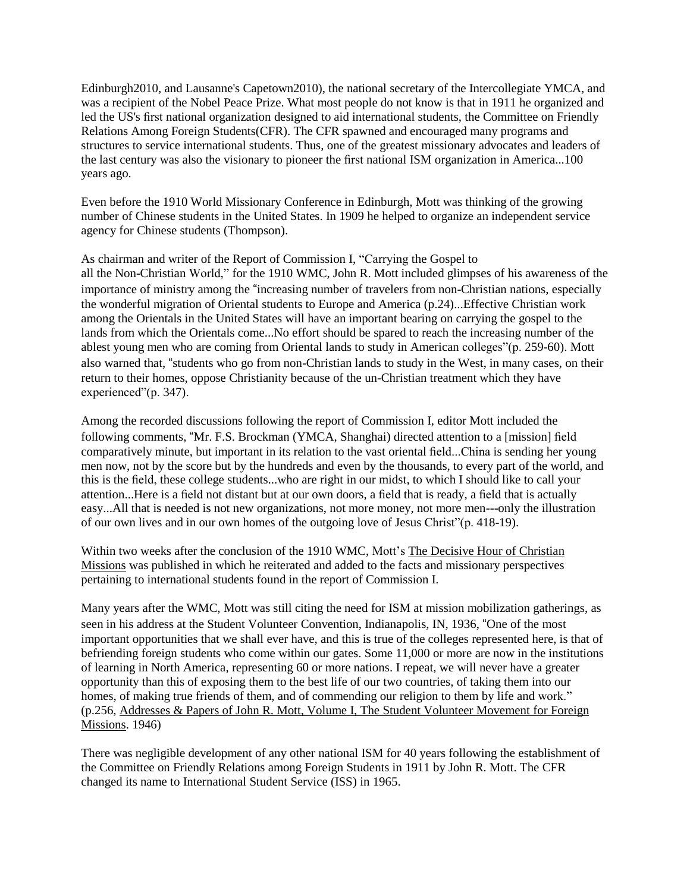Edinburgh2010, and Lausanne's Capetown2010), the national secretary of the Intercollegiate YMCA, and was a recipient of the Nobel Peace Prize. What most people do not know is that in 1911 he organized and led the US's first national organization designed to aid international students, the Committee on Friendly Relations Among Foreign Students(CFR). The CFR spawned and encouraged many programs and structures to service international students. Thus, one of the greatest missionary advocates and leaders of the last century was also the visionary to pioneer the first national ISM organization in America...100 years ago.

Even before the 1910 World Missionary Conference in Edinburgh, Mott was thinking of the growing number of Chinese students in the United States. In 1909 he helped to organize an independent service agency for Chinese students (Thompson).

As chairman and writer of the Report of Commission I, "Carrying the Gospel to all the Non-Christian World," for the 1910 WMC, John R. Mott included glimpses of his awareness of the importance of ministry among the "increasing number of travelers from non-Christian nations, especially the wonderful migration of Oriental students to Europe and America (p.24)...Effective Christian work among the Orientals in the United States will have an important bearing on carrying the gospel to the lands from which the Orientals come...No effort should be spared to reach the increasing number of the ablest young men who are coming from Oriental lands to study in American colleges"(p. 259-60). Mott also warned that, "students who go from non-Christian lands to study in the West, in many cases, on their return to their homes, oppose Christianity because of the un-Christian treatment which they have experienced"(p. 347).

Among the recorded discussions following the report of Commission I, editor Mott included the following comments, "Mr. F.S. Brockman (YMCA, Shanghai) directed attention to a [mission] field comparatively minute, but important in its relation to the vast oriental field...China is sending her young men now, not by the score but by the hundreds and even by the thousands, to every part of the world, and this is the field, these college students...who are right in our midst, to which I should like to call your attention...Here is a field not distant but at our own doors, a field that is ready, a field that is actually easy...All that is needed is not new organizations, not more money, not more men---only the illustration of our own lives and in our own homes of the outgoing love of Jesus Christ"(p. 418-19).

Within two weeks after the conclusion of the 1910 WMC, Mott's The Decisive Hour of Christian Missions was published in which he reiterated and added to the facts and missionary perspectives pertaining to international students found in the report of Commission I.

Many years after the WMC, Mott was still citing the need for ISM at mission mobilization gatherings, as seen in his address at the Student Volunteer Convention, Indianapolis, IN, 1936, "One of the most important opportunities that we shall ever have, and this is true of the colleges represented here, is that of befriending foreign students who come within our gates. Some 11,000 or more are now in the institutions of learning in North America, representing 60 or more nations. I repeat, we will never have a greater opportunity than this of exposing them to the best life of our two countries, of taking them into our homes, of making true friends of them, and of commending our religion to them by life and work." (p.256, Addresses & Papers of John R. Mott, Volume I, The Student Volunteer Movement for Foreign Missions. 1946)

There was negligible development of any other national ISM for 40 years following the establishment of the Committee on Friendly Relations among Foreign Students in 1911 by John R. Mott. The CFR changed its name to International Student Service (ISS) in 1965.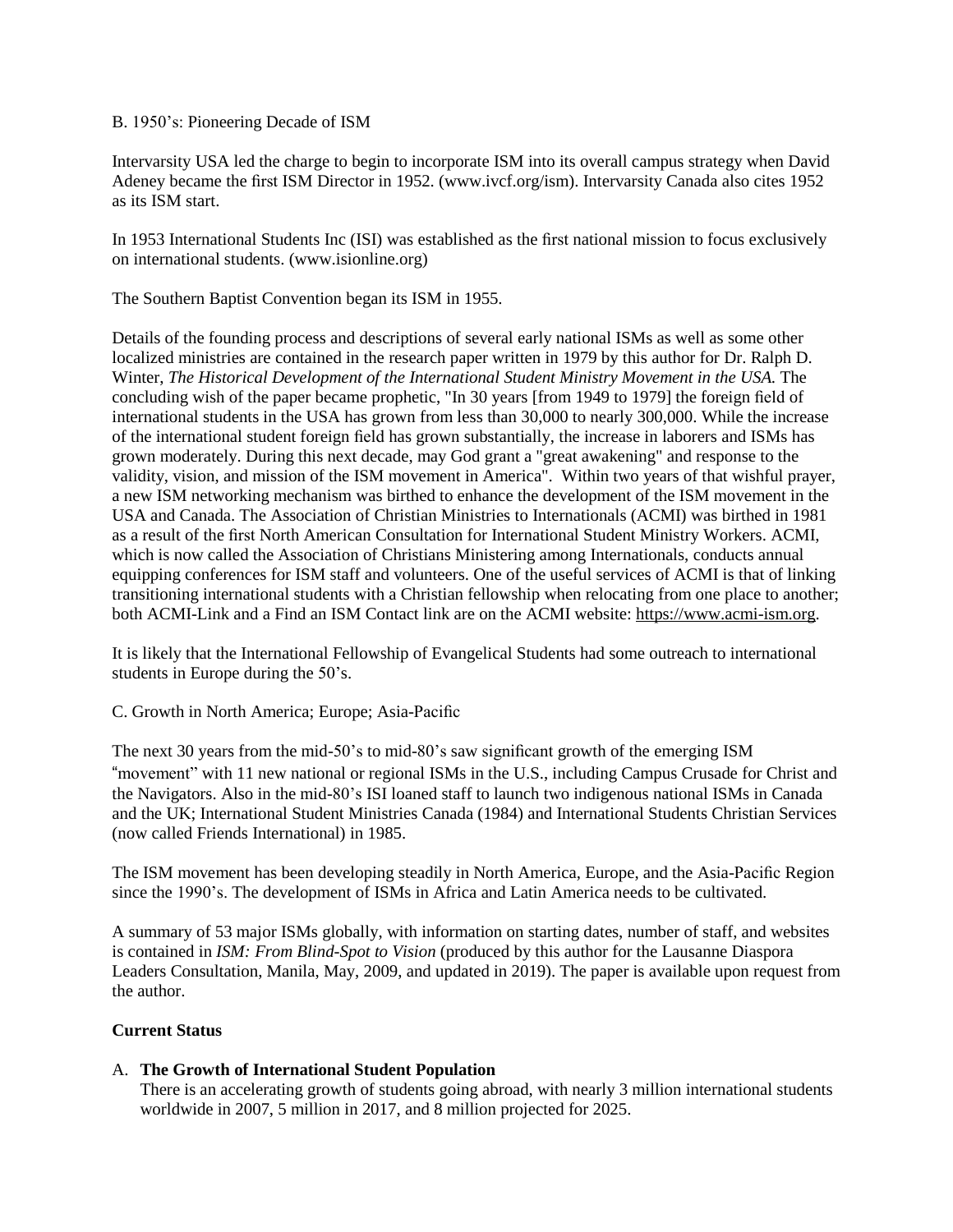B. 1950's: Pioneering Decade of ISM

Intervarsity USA led the charge to begin to incorporate ISM into its overall campus strategy when David Adeney became the first ISM Director in 1952. (www.ivcf.org/ism). Intervarsity Canada also cites 1952 as its ISM start.

In 1953 International Students Inc (ISI) was established as the first national mission to focus exclusively on international students. (www.isionline.org)

The Southern Baptist Convention began its ISM in 1955.

Details of the founding process and descriptions of several early national ISMs as well as some other localized ministries are contained in the research paper written in 1979 by this author for Dr. Ralph D. Winter, *The Historical Development of the International Student Ministry Movement in the USA.* The concluding wish of the paper became prophetic, "In 30 years [from 1949 to 1979] the foreign field of international students in the USA has grown from less than 30,000 to nearly 300,000. While the increase of the international student foreign field has grown substantially, the increase in laborers and ISMs has grown moderately. During this next decade, may God grant a "great awakening" and response to the validity, vision, and mission of the ISM movement in America". Within two years of that wishful prayer, a new ISM networking mechanism was birthed to enhance the development of the ISM movement in the USA and Canada. The Association of Christian Ministries to Internationals (ACMI) was birthed in 1981 as a result of the first North American Consultation for International Student Ministry Workers. ACMI, which is now called the Association of Christians Ministering among Internationals, conducts annual equipping conferences for ISM staff and volunteers. One of the useful services of ACMI is that of linking transitioning international students with a Christian fellowship when relocating from one place to another; both ACMI-Link and a Find an ISM Contact link are on the ACMI website: https://www.acmi-ism.org.

It is likely that the International Fellowship of Evangelical Students had some outreach to international students in Europe during the 50's.

C. Growth in North America; Europe; Asia-Pacific

The next 30 years from the mid-50's to mid-80's saw significant growth of the emerging ISM "movement" with 11 new national or regional ISMs in the U.S., including Campus Crusade for Christ and the Navigators. Also in the mid-80's ISI loaned staff to launch two indigenous national ISMs in Canada and the UK; International Student Ministries Canada (1984) and International Students Christian Services (now called Friends International) in 1985.

The ISM movement has been developing steadily in North America, Europe, and the Asia-Pacific Region since the 1990's. The development of ISMs in Africa and Latin America needs to be cultivated.

A summary of 53 major ISMs globally, with information on starting dates, number of staff, and websites is contained in *ISM: From Blind-Spot to Vision* (produced by this author for the Lausanne Diaspora Leaders Consultation, Manila, May, 2009, and updated in 2019). The paper is available upon request from the author.

**Current Status**

A. **The Growth of International Student Population**
   There is an accelerating growth of students going abroad, with nearly 3 million international students worldwide in 2007, 5 million in 2017, and 8 million projected for 2025.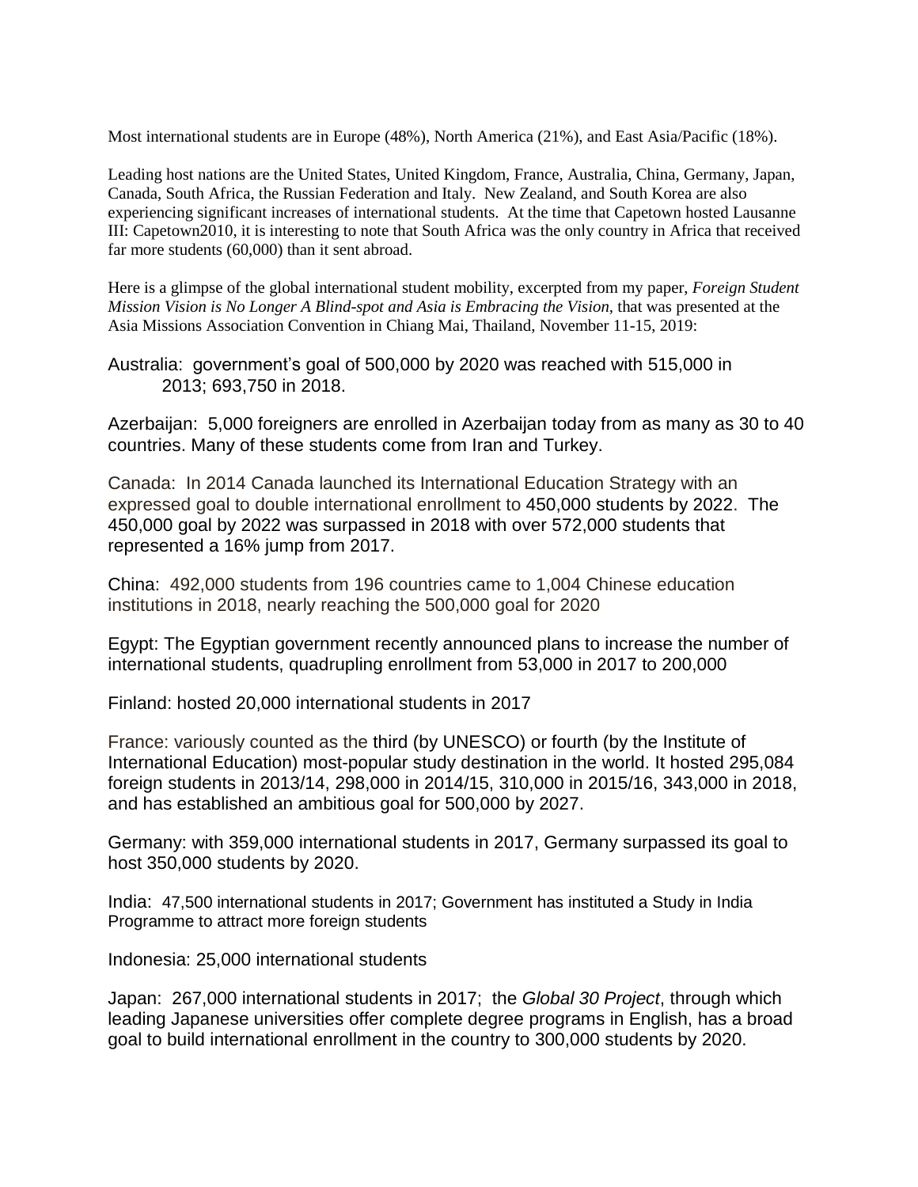Most international students are in Europe (48%), North America (21%), and East Asia/Pacific (18%).

Leading host nations are the United States, United Kingdom, France, Australia, China, Germany, Japan, Canada, South Africa, the Russian Federation and Italy. New Zealand, and South Korea are also experiencing significant increases of international students. At the time that Capetown hosted Lausanne III: Capetown2010, it is interesting to note that South Africa was the only country in Africa that received far more students (60,000) than it sent abroad.

Here is a glimpse of the global international student mobility, excerpted from my paper, *Foreign Student Mission Vision is No Longer A Blind-spot and Asia is Embracing the Vision*, that was presented at the Asia Missions Association Convention in Chiang Mai, Thailand, November 11-15, 2019:

Australia: government's goal of 500,000 by 2020 was reached with 515,000 in 2013; 693,750 in 2018.

Azerbaijan: 5,000 foreigners are enrolled in Azerbaijan today from as many as 30 to 40 countries. Many of these students come from Iran and Turkey.

Canada: In 2014 Canada launched its International Education Strategy with an expressed goal to double international enrollment to 450,000 students by 2022. The 450,000 goal by 2022 was surpassed in 2018 with over 572,000 students that represented a 16% jump from 2017.

China: 492,000 students from 196 countries came to 1,004 Chinese education institutions in 2018, nearly reaching the 500,000 goal for 2020

Egypt: The Egyptian government recently announced plans to increase the number of international students, quadrupling enrollment from 53,000 in 2017 to 200,000

Finland: hosted 20,000 international students in 2017

France: variously counted as the third (by UNESCO) or fourth (by the Institute of International Education) most-popular study destination in the world. It hosted 295,084 foreign students in 2013/14, 298,000 in 2014/15, 310,000 in 2015/16, 343,000 in 2018, and has established an ambitious goal for 500,000 by 2027.

Germany: with 359,000 international students in 2017, Germany surpassed its goal to host 350,000 students by 2020.

India: 47,500 international students in 2017; Government has instituted a Study in India Programme to attract more foreign students

Indonesia: 25,000 international students

Japan: 267,000 international students in 2017; the *Global 30 Project*, through which leading Japanese universities offer complete degree programs in English, has a broad goal to build international enrollment in the country to 300,000 students by 2020.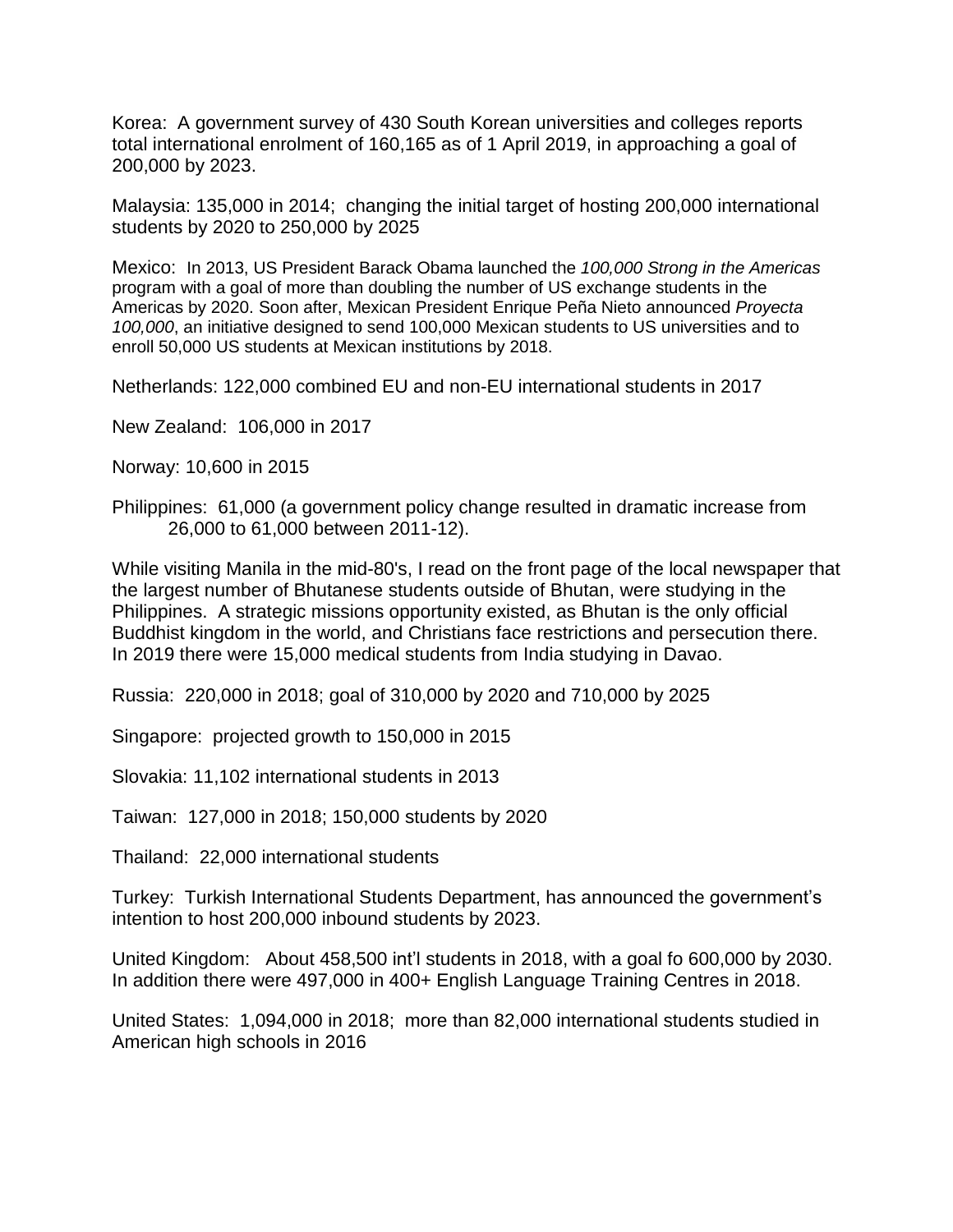Korea: A government survey of 430 South Korean universities and colleges reports total international enrolment of 160,165 as of 1 April 2019, in approaching a goal of 200,000 by 2023.

Malaysia: 135,000 in 2014; changing the initial target of hosting 200,000 international students by 2020 to 250,000 by 2025

Mexico: In 2013, US President Barack Obama launched the *100,000 Strong in the Americas* program with a goal of more than doubling the number of US exchange students in the Americas by 2020. Soon after, Mexican President Enrique Peña Nieto announced *Proyecta 100,000*, an initiative designed to send 100,000 Mexican students to US universities and to enroll 50,000 US students at Mexican institutions by 2018.

Netherlands: 122,000 combined EU and non-EU international students in 2017

New Zealand: 106,000 in 2017

Norway: 10,600 in 2015

Philippines: 61,000 (a government policy change resulted in dramatic increase from 26,000 to 61,000 between 2011-12).

While visiting Manila in the mid-80's, I read on the front page of the local newspaper that the largest number of Bhutanese students outside of Bhutan, were studying in the Philippines. A strategic missions opportunity existed, as Bhutan is the only official Buddhist kingdom in the world, and Christians face restrictions and persecution there. In 2019 there were 15,000 medical students from India studying in Davao.

Russia: 220,000 in 2018; goal of 310,000 by 2020 and 710,000 by 2025

Singapore: projected growth to 150,000 in 2015

Slovakia: 11,102 international students in 2013

Taiwan: 127,000 in 2018; 150,000 students by 2020

Thailand: 22,000 international students

Turkey: Turkish International Students Department, has announced the government's intention to host 200,000 inbound students by 2023.

United Kingdom: About 458,500 int'l students in 2018, with a goal fo 600,000 by 2030. In addition there were 497,000 in 400+ English Language Training Centres in 2018.

United States: 1,094,000 in 2018; more than 82,000 international students studied in American high schools in 2016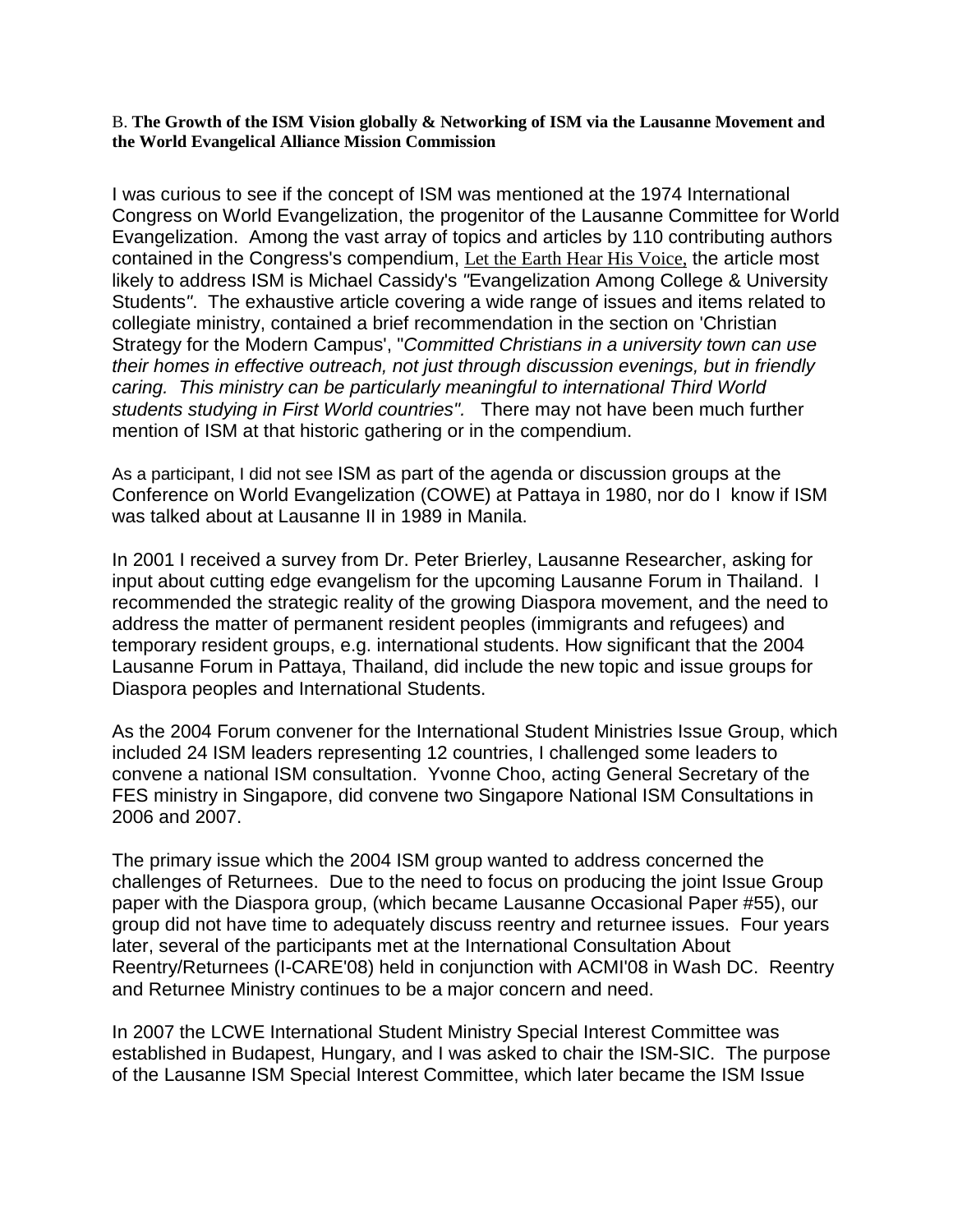B. **The Growth of the ISM Vision globally & Networking of ISM via the Lausanne Movement and the World Evangelical Alliance Mission Commission**

I was curious to see if the concept of ISM was mentioned at the 1974 International Congress on World Evangelization, the progenitor of the Lausanne Committee for World Evangelization. Among the vast array of topics and articles by 110 contributing authors contained in the Congress's compendium, Let the Earth Hear His Voice, the article most likely to address ISM is Michael Cassidy's *"*Evangelization Among College & University Students*"*. The exhaustive article covering a wide range of issues and items related to collegiate ministry, contained a brief recommendation in the section on 'Christian Strategy for the Modern Campus', "*Committed Christians in a university town can use their homes in effective outreach, not just through discussion evenings, but in friendly caring. This ministry can be particularly meaningful to international Third World students studying in First World countries".* There may not have been much further mention of ISM at that historic gathering or in the compendium.

As a participant, I did not see ISM as part of the agenda or discussion groups at the Conference on World Evangelization (COWE) at Pattaya in 1980, nor do I know if ISM was talked about at Lausanne II in 1989 in Manila.

In 2001 I received a survey from Dr. Peter Brierley, Lausanne Researcher, asking for input about cutting edge evangelism for the upcoming Lausanne Forum in Thailand. I recommended the strategic reality of the growing Diaspora movement, and the need to address the matter of permanent resident peoples (immigrants and refugees) and temporary resident groups, e.g. international students. How significant that the 2004 Lausanne Forum in Pattaya, Thailand, did include the new topic and issue groups for Diaspora peoples and International Students.

As the 2004 Forum convener for the International Student Ministries Issue Group, which included 24 ISM leaders representing 12 countries, I challenged some leaders to convene a national ISM consultation. Yvonne Choo, acting General Secretary of the FES ministry in Singapore, did convene two Singapore National ISM Consultations in 2006 and 2007.

The primary issue which the 2004 ISM group wanted to address concerned the challenges of Returnees. Due to the need to focus on producing the joint Issue Group paper with the Diaspora group, (which became Lausanne Occasional Paper #55), our group did not have time to adequately discuss reentry and returnee issues. Four years later, several of the participants met at the International Consultation About Reentry/Returnees (I-CARE'08) held in conjunction with ACMI'08 in Wash DC. Reentry and Returnee Ministry continues to be a major concern and need.

In 2007 the LCWE International Student Ministry Special Interest Committee was established in Budapest, Hungary, and I was asked to chair the ISM-SIC. The purpose of the Lausanne ISM Special Interest Committee, which later became the ISM Issue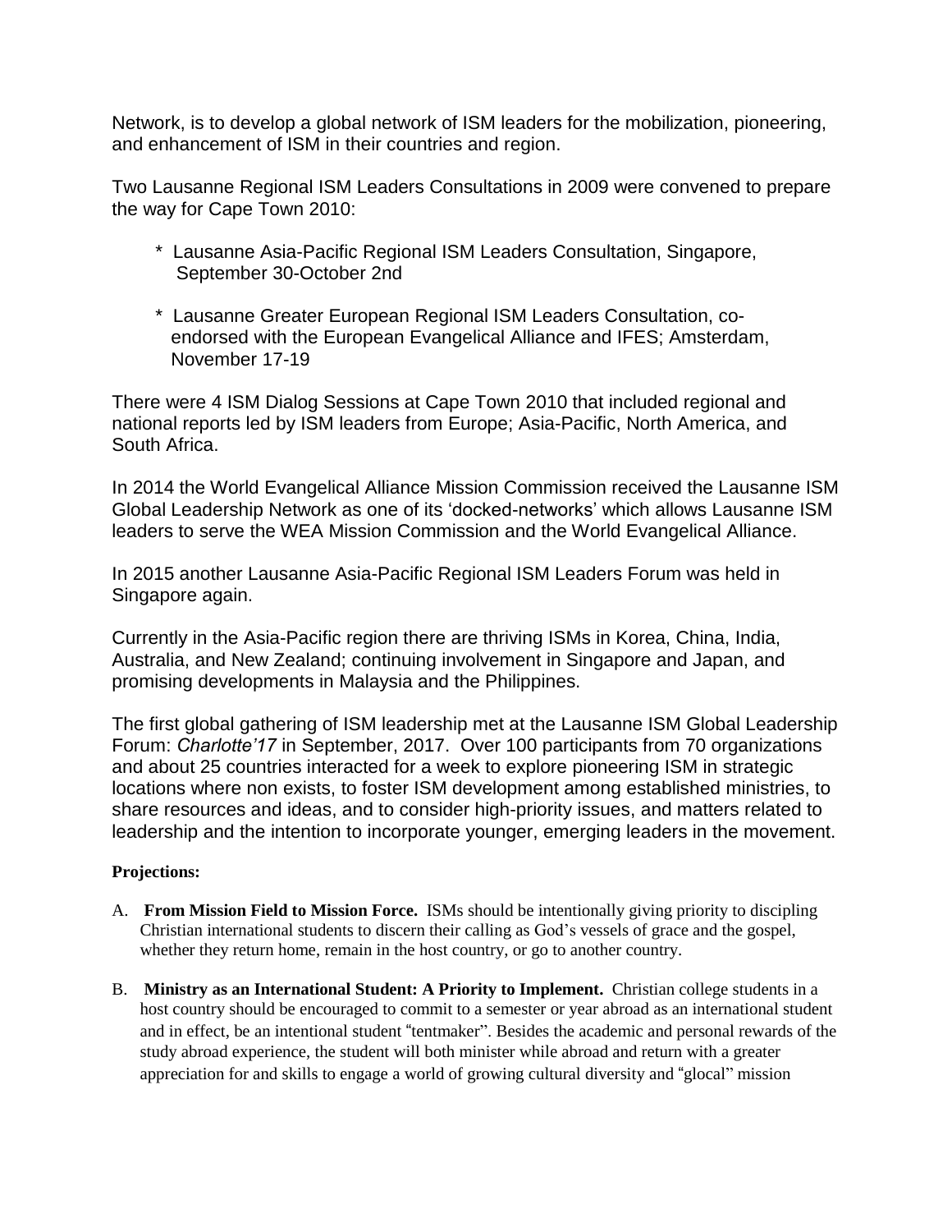Network, is to develop a global network of ISM leaders for the mobilization, pioneering, and enhancement of ISM in their countries and region.

Two Lausanne Regional ISM Leaders Consultations in 2009 were convened to prepare the way for Cape Town 2010:

- Lausanne Asia-Pacific Regional ISM Leaders Consultation, Singapore, September 30-October 2nd
- Lausanne Greater European Regional ISM Leaders Consultation, co-endorsed with the European Evangelical Alliance and IFES; Amsterdam, November 17-19

There were 4 ISM Dialog Sessions at Cape Town 2010 that included regional and national reports led by ISM leaders from Europe; Asia-Pacific, North America, and South Africa.

In 2014 the World Evangelical Alliance Mission Commission received the Lausanne ISM Global Leadership Network as one of its 'docked-networks' which allows Lausanne ISM leaders to serve the WEA Mission Commission and the World Evangelical Alliance.

In 2015 another Lausanne Asia-Pacific Regional ISM Leaders Forum was held in Singapore again.

Currently in the Asia-Pacific region there are thriving ISMs in Korea, China, India, Australia, and New Zealand; continuing involvement in Singapore and Japan, and promising developments in Malaysia and the Philippines.

The first global gathering of ISM leadership met at the Lausanne ISM Global Leadership Forum: *Charlotte'17* in September, 2017. Over 100 participants from 70 organizations and about 25 countries interacted for a week to explore pioneering ISM in strategic locations where non exists, to foster ISM development among established ministries, to share resources and ideas, and to consider high-priority issues, and matters related to leadership and the intention to incorporate younger, emerging leaders in the movement.

**Projections:**

A. **From Mission Field to Mission Force.** ISMs should be intentionally giving priority to discipling Christian international students to discern their calling as God's vessels of grace and the gospel, whether they return home, remain in the host country, or go to another country.

B. **Ministry as an International Student: A Priority to Implement.** Christian college students in a host country should be encouraged to commit to a semester or year abroad as an international student and in effect, be an intentional student "tentmaker". Besides the academic and personal rewards of the study abroad experience, the student will both minister while abroad and return with a greater appreciation for and skills to engage a world of growing cultural diversity and "glocal" mission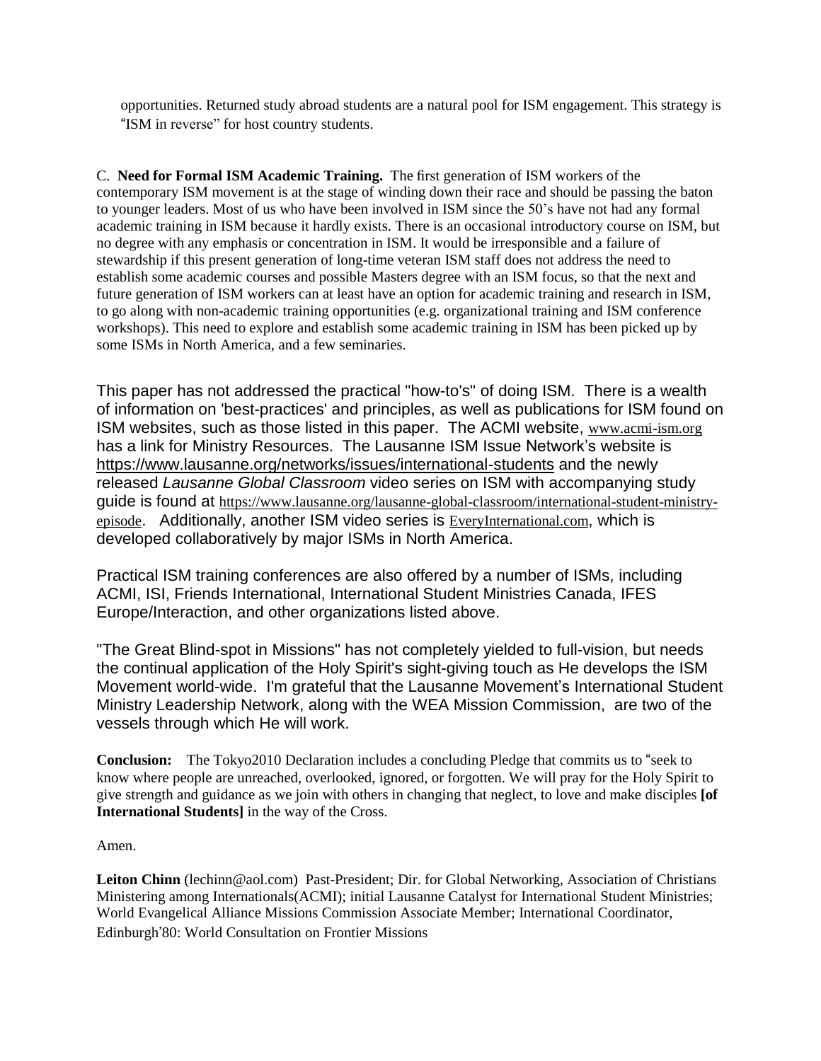opportunities. Returned study abroad students are a natural pool for ISM engagement. This strategy is "ISM in reverse" for host country students.

C. **Need for Formal ISM Academic Training.** The first generation of ISM workers of the contemporary ISM movement is at the stage of winding down their race and should be passing the baton to younger leaders. Most of us who have been involved in ISM since the 50's have not had any formal academic training in ISM because it hardly exists. There is an occasional introductory course on ISM, but no degree with any emphasis or concentration in ISM. It would be irresponsible and a failure of stewardship if this present generation of long-time veteran ISM staff does not address the need to establish some academic courses and possible Masters degree with an ISM focus, so that the next and future generation of ISM workers can at least have an option for academic training and research in ISM, to go along with non-academic training opportunities (e.g. organizational training and ISM conference workshops). This need to explore and establish some academic training in ISM has been picked up by some ISMs in North America, and a few seminaries.

This paper has not addressed the practical "how-to's" of doing ISM. There is a wealth of information on 'best-practices' and principles, as well as publications for ISM found on ISM websites, such as those listed in this paper. The ACMI website, www.acmi-ism.org has a link for Ministry Resources. The Lausanne ISM Issue Network's website is https://www.lausanne.org/networks/issues/international-students and the newly released *Lausanne Global Classroom* video series on ISM with accompanying study guide is found at https://www.lausanne.org/lausanne-global-classroom/international-student-ministry-episode. Additionally, another ISM video series is EveryInternational.com, which is developed collaboratively by major ISMs in North America.

Practical ISM training conferences are also offered by a number of ISMs, including ACMI, ISI, Friends International, International Student Ministries Canada, IFES Europe/Interaction, and other organizations listed above.

"The Great Blind-spot in Missions" has not completely yielded to full-vision, but needs the continual application of the Holy Spirit's sight-giving touch as He develops the ISM Movement world-wide. I'm grateful that the Lausanne Movement's International Student Ministry Leadership Network, along with the WEA Mission Commission, are two of the vessels through which He will work.

**Conclusion:** The Tokyo2010 Declaration includes a concluding Pledge that commits us to "seek to know where people are unreached, overlooked, ignored, or forgotten. We will pray for the Holy Spirit to give strength and guidance as we join with others in changing that neglect, to love and make disciples **[of International Students]** in the way of the Cross.

Amen.

**Leiton Chinn** (lechinn@aol.com) Past-President; Dir. for Global Networking, Association of Christians Ministering among Internationals(ACMI); initial Lausanne Catalyst for International Student Ministries; World Evangelical Alliance Missions Commission Associate Member; International Coordinator, Edinburgh'80: World Consultation on Frontier Missions